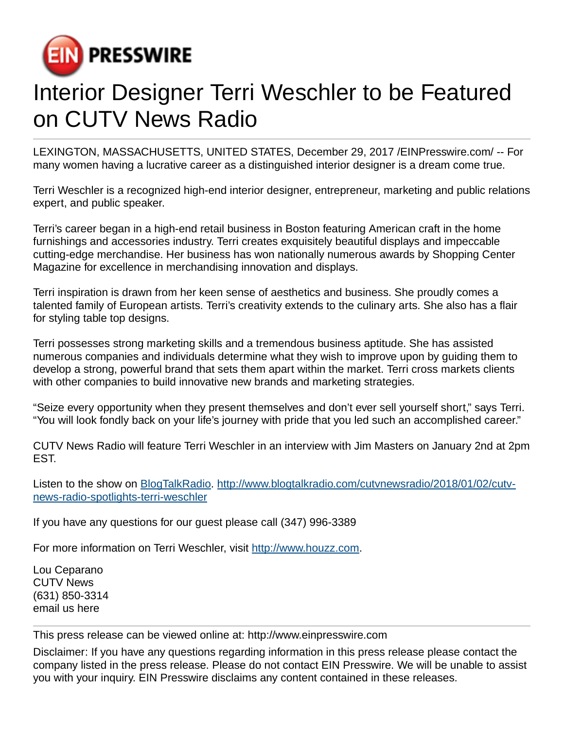# Interior Designer Terri Weschler to be Featured on CUTV News Radio

LEXINGTON, MASSACHUSETTS, UNITED STATES, December 29, 2017 /EINPresswire.com/ -- For many women having a lucrative career as a distinguished interior designer is a dream come true.

Terri Weschler is a recognized high-end interior designer, entrepreneur, marketing and public relations expert, and public speaker.

Terri's career began in a high-end retail business in Boston featuring American craft in the home furnishings and accessories industry. Terri creates exquisitely beautiful displays and impeccable cutting-edge merchandise. Her business has won nationally numerous awards by Shopping Center Magazine for excellence in merchandising innovation and displays.

Terri inspiration is drawn from her keen sense of aesthetics and business. She proudly comes a talented family of European artists. Terri's creativity extends to the culinary arts. She also has a flair for styling table top designs.

Terri possesses strong marketing skills and a tremendous business aptitude. She has assisted numerous companies and individuals determine what they wish to improve upon by guiding them to develop a strong, powerful brand that sets them apart within the market. Terri cross markets clients with other companies to build innovative new brands and marketing strategies.

"Seize every opportunity when they present themselves and don't ever sell yourself short," says Terri. "You will look fondly back on your life's journey with pride that you led such an accomplished career."

CUTV News Radio will feature Terri Weschler in an interview with Jim Masters on January 2nd at 2pm EST.

Listen to the show on [BlogTalkRadio](http://www.blogtalkradio.com/cutvnewsradio/2018/01/02/cutv-news-radio-spotlights-terri-weschler). [http://www.blogtalkradio.com/cutvnewsradio/2018/01/02/cutv-news-radio-spotlights-terri-weschler](http://www.blogtalkradio.com/cutvnewsradio/2018/01/02/cutv-news-radio-spotlights-terri-weschler)

If you have any questions for our guest please call (347) 996-3389

For more information on Terri Weschler, visit [http://www.houzz.com](http://www.houzz.com).

Lou Ceparano
CUTV News
(631) 850-3314
email us here

---

This press release can be viewed online at: http://www.einpresswire.com

Disclaimer: If you have any questions regarding information in this press release please contact the company listed in the press release. Please do not contact EIN Presswire. We will be unable to assist you with your inquiry. EIN Presswire disclaims any content contained in these releases.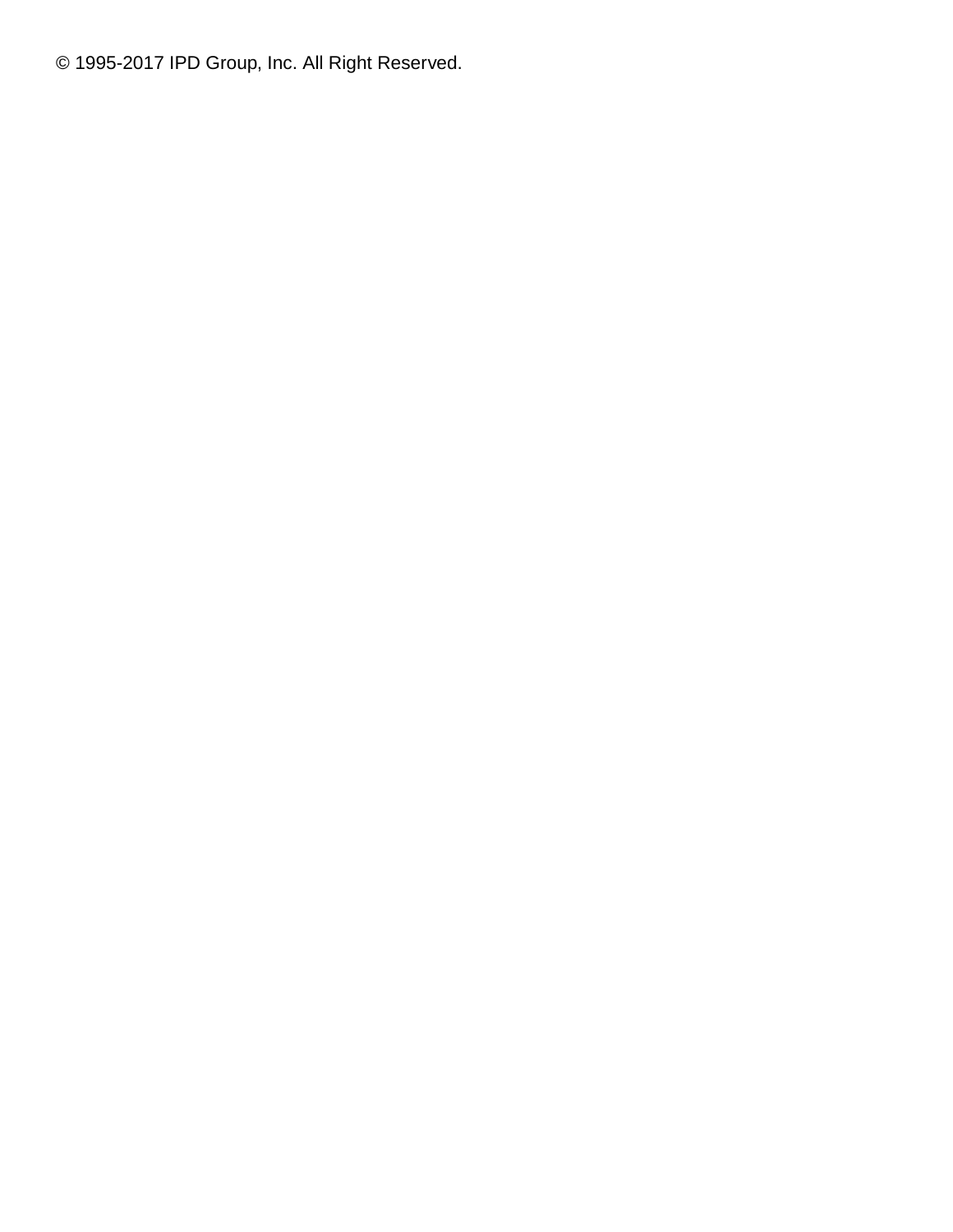© 1995-2017 IPD Group, Inc. All Right Reserved.